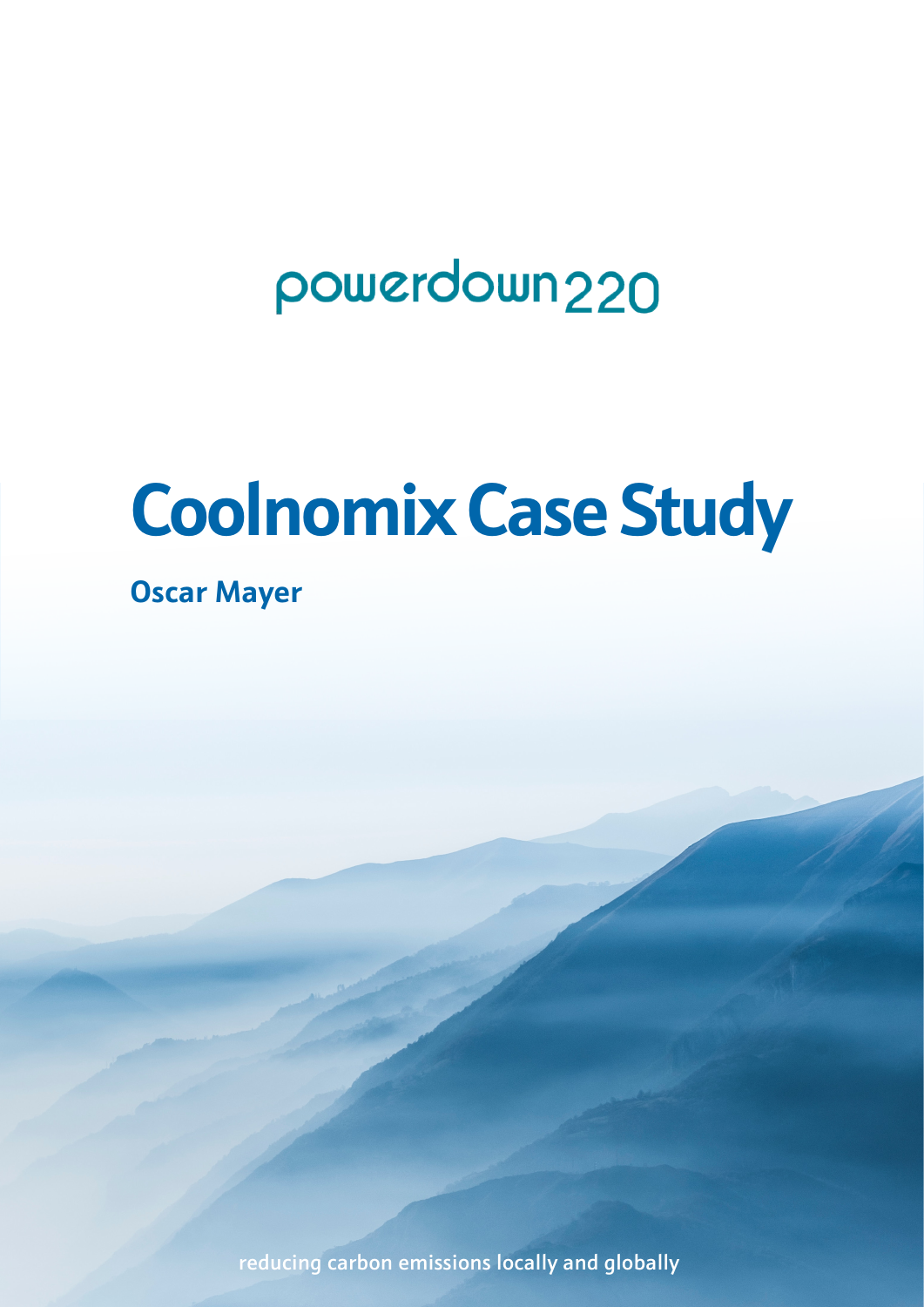powerdown220

# Coolnomix Case Study

**Oscar Mayer**

reducing carbon emissions locally and globally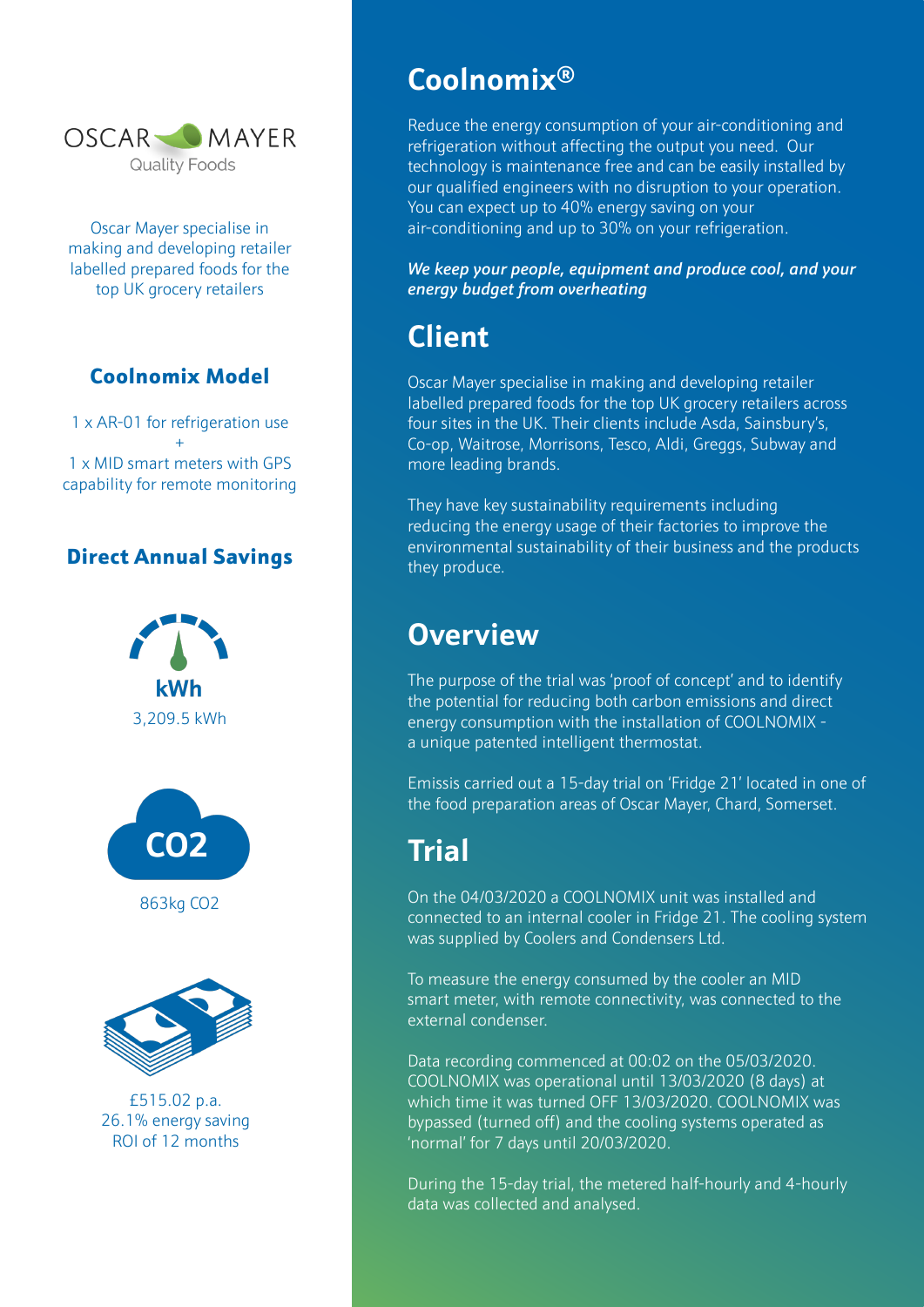OSCAR MAYER
Quality Foods

Oscar Mayer specialise in making and developing retailer labelled prepared foods for the top UK grocery retailers

### Coolnomix Model

1 x AR-01 for refrigeration use
+
1 x MID smart meters with GPS capability for remote monitoring

### Direct Annual Savings

**kWh**

3,209.5 kWh

**CO2**

863kg CO2

£515.02 p.a.
26.1% energy saving
ROI of 12 months

## Coolnomix®

Reduce the energy consumption of your air-conditioning and refrigeration without affecting the output you need. Our technology is maintenance free and can be easily installed by our qualified engineers with no disruption to your operation. You can expect up to 40% energy saving on your air-conditioning and up to 30% on your refrigeration.

***We keep your people, equipment and produce cool, and your energy budget from overheating***

## Client

Oscar Mayer specialise in making and developing retailer labelled prepared foods for the top UK grocery retailers across four sites in the UK. Their clients include Asda, Sainsbury's, Co-op, Waitrose, Morrisons, Tesco, Aldi, Greggs, Subway and more leading brands.

They have key sustainability requirements including reducing the energy usage of their factories to improve the environmental sustainability of their business and the products they produce.

## Overview

The purpose of the trial was 'proof of concept' and to identify the potential for reducing both carbon emissions and direct energy consumption with the installation of COOLNOMIX - a unique patented intelligent thermostat.

Emissis carried out a 15-day trial on 'Fridge 21' located in one of the food preparation areas of Oscar Mayer, Chard, Somerset.

## Trial

On the 04/03/2020 a COOLNOMIX unit was installed and connected to an internal cooler in Fridge 21. The cooling system was supplied by Coolers and Condensers Ltd.

To measure the energy consumed by the cooler an MID smart meter, with remote connectivity, was connected to the external condenser.

Data recording commenced at 00:02 on the 05/03/2020. COOLNOMIX was operational until 13/03/2020 (8 days) at which time it was turned OFF 13/03/2020. COOLNOMIX was bypassed (turned off) and the cooling systems operated as 'normal' for 7 days until 20/03/2020.

During the 15-day trial, the metered half-hourly and 4-hourly data was collected and analysed.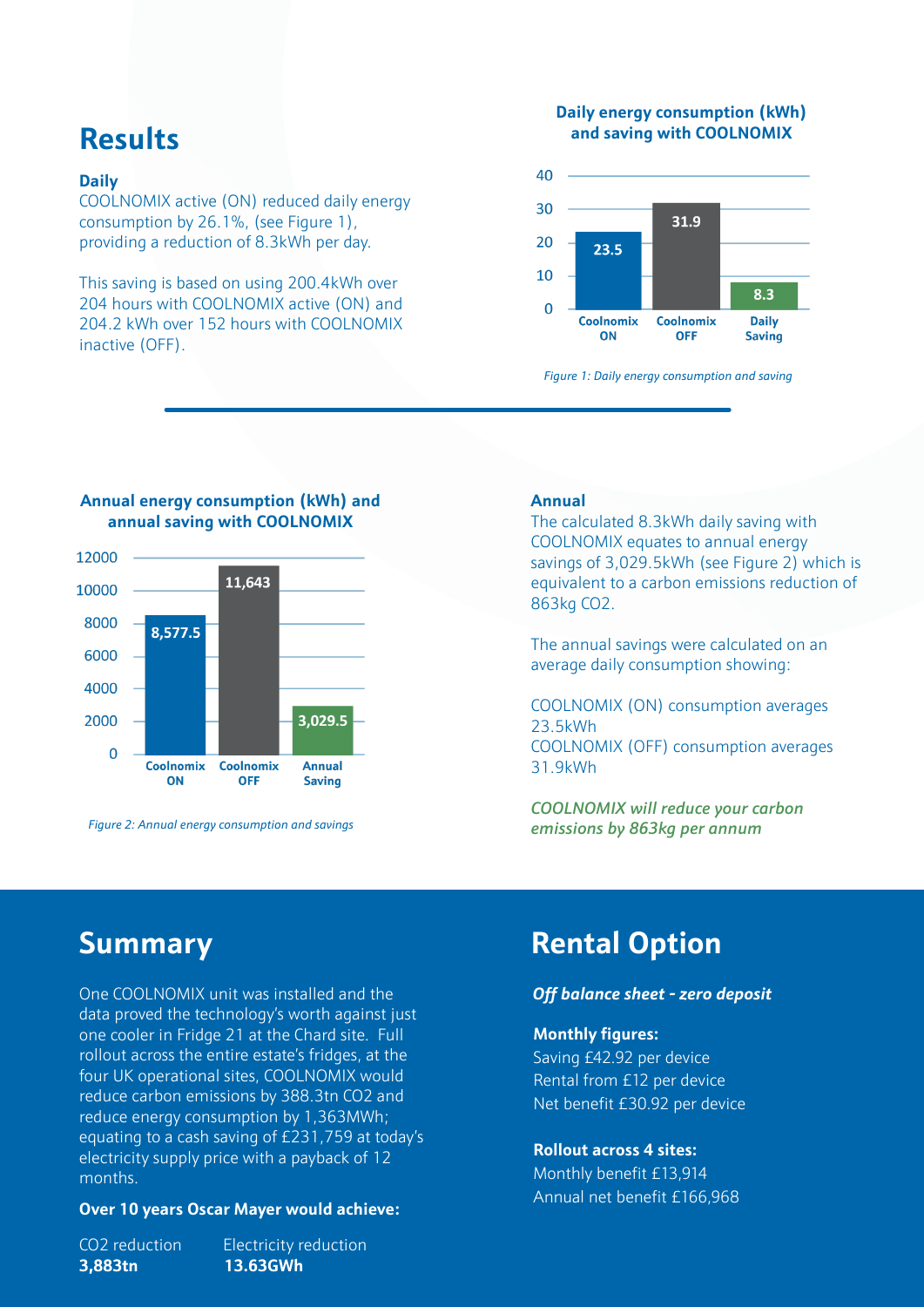# Results

**Daily**
COOLNOMIX active (ON) reduced daily energy consumption by 26.1%, (see Figure 1), providing a reduction of 8.3kWh per day.

This saving is based on using 200.4kWh over 204 hours with COOLNOMIX active (ON) and 204.2 kWh over 152 hours with COOLNOMIX inactive (OFF).

**Daily energy consumption (kWh) and saving with COOLNOMIX**

| | Coolnomix ON | Coolnomix OFF | Daily Saving |
|---|---|---|---|
| kWh | 23.5 | 31.9 | 8.3 |

*Figure 1: Daily energy consumption and saving*

**Annual energy consumption (kWh) and annual saving with COOLNOMIX**

| | Coolnomix ON | Coolnomix OFF | Annual Saving |
|---|---|---|---|
| kWh | 8,577.5 | 11,643 | 3,029.5 |

*Figure 2: Annual energy consumption and savings*

**Annual**
The calculated 8.3kWh daily saving with COOLNOMIX equates to annual energy savings of 3,029.5kWh (see Figure 2) which is equivalent to a carbon emissions reduction of 863kg CO2.

The annual savings were calculated on an average daily consumption showing:

COOLNOMIX (ON) consumption averages 23.5kWh
COOLNOMIX (OFF) consumption averages 31.9kWh

***COOLNOMIX will reduce your carbon emissions by 863kg per annum***

## Summary

One COOLNOMIX unit was installed and the data proved the technology's worth against just one cooler in Fridge 21 at the Chard site. Full rollout across the entire estate's fridges, at the four UK operational sites, COOLNOMIX would reduce carbon emissions by 388.3tn CO2 and reduce energy consumption by 1,363MWh; equating to a cash saving of £231,759 at today's electricity supply price with a payback of 12 months.

**Over 10 years Oscar Mayer would achieve:**

| CO2 reduction | Electricity reduction |
|---|---|
| **3,883tn** | **13.63GWh** |

## Rental Option

***Off balance sheet - zero deposit***

**Monthly figures:**
Saving £42.92 per device
Rental from £12 per device
Net benefit £30.92 per device

**Rollout across 4 sites:**
Monthly benefit £13,914
Annual net benefit £166,968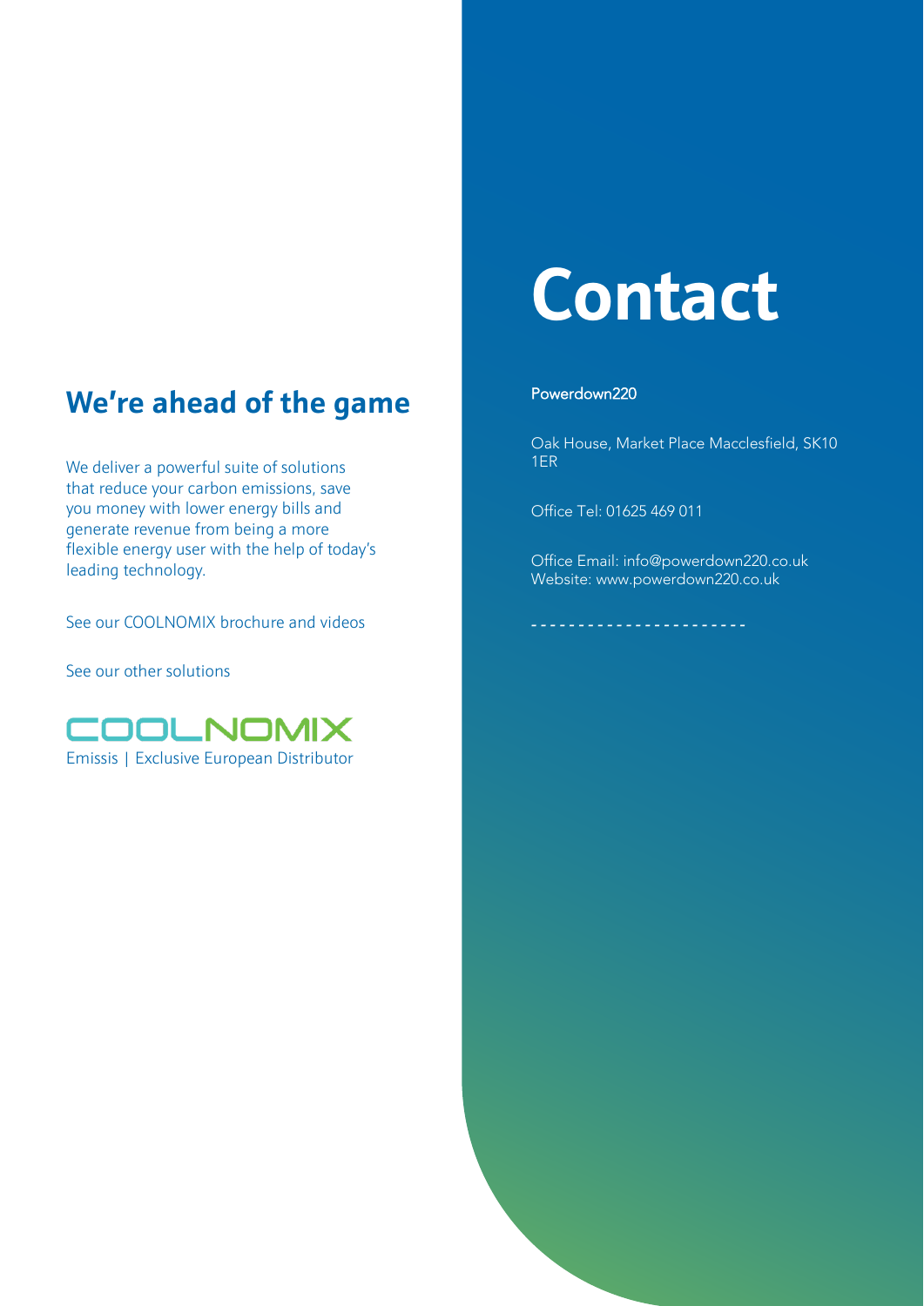## We're ahead of the game

We deliver a powerful suite of solutions that reduce your carbon emissions, save you money with lower energy bills and generate revenue from being a more flexible energy user with the help of today's leading technology.

See our COOLNOMIX brochure and videos

See our other solutions

COOLNOMIX

Emissis | Exclusive European Distributor

# Contact

Powerdown220

Oak House, Market Place Macclesfield, SK10 1ER

Office Tel: 01625 469 011

Office Email: info@powerdown220.co.uk
Website: www.powerdown220.co.uk

- - - - - - - - - - - - - - - - - - - - - - -